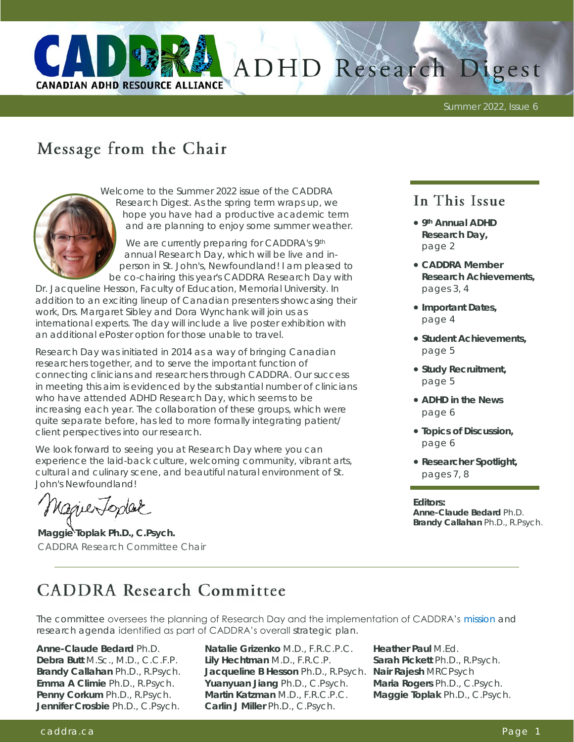# CADDRA ADHD Research Digest

CANADIAN ADHD RESOURCE ALLIANCE

Summer 2022, Issue 6

## Message from the Chair

Welcome to the Summer 2022 issue of the CADDRA Research Digest. As the spring term wraps up, we hope you have had a productive academic term and are planning to enjoy some summer weather.

We are currently preparing for CADDRA's 9th annual Research Day, which will be live and in-person in St. John's, Newfoundland! I am pleased to be co-chairing this year's CADDRA Research Day with Dr. Jacqueline Hesson, Faculty of Education, Memorial University. In addition to an exciting lineup of Canadian presenters showcasing their work, Drs. Margaret Sibley and Dora Wynchank will join us as international experts. The day will include a live poster exhibition with an additional ePoster option for those unable to travel.

Research Day was initiated in 2014 as a way of bringing Canadian researchers together, and to serve the important function of connecting clinicians and researchers through CADDRA. Our success in meeting this aim is evidenced by the substantial number of clinicians who have attended ADHD Research Day, which seems to be increasing each year. The collaboration of these groups, which were quite separate before, has led to more formally integrating patient/client perspectives into our research.

We look forward to seeing you at Research Day where you can experience the laid-back culture, welcoming community, vibrant arts, cultural and culinary scene, and beautiful natural environment of St. John's Newfoundland!

**Maggie Toplak Ph.D., C.Psych.**
CADDRA Research Committee Chair

## In This Issue

- **9th Annual ADHD Research Day,** page 2
- **CADDRA Member Research Achievements,** pages 3, 4
- **Important Dates,** page 4
- **Student Achievements,** page 5
- **Study Recruitment,** page 5
- **ADHD in the News** page 6
- **Topics of Discussion,** page 6
- **Researcher Spotlight,** pages 7, 8

**Editors:**
**Anne-Claude Bedard** Ph.D.
**Brandy Callahan** Ph.D., R.Psych.

## CADDRA Research Committee

The committee oversees the planning of Research Day and the implementation of CADDRA's mission and research agenda identified as part of CADDRA's overall strategic plan.

**Anne-Claude Bedard** Ph.D.
**Debra Butt** M.Sc., M.D., C.C.F.P.
**Brandy Callahan** Ph.D., R.Psych.
**Emma A Climie** Ph.D., R.Psych.
**Penny Corkum** Ph.D., R.Psych.
**Jennifer Crosbie** Ph.D., C.Psych.
**Natalie Grizenko** M.D., F.R.C.P.C.
**Lily Hechtman** M.D., F.R.C.P.
**Jacqueline B Hesson** Ph.D., R.Psych.
**Yuanyuan Jiang** Ph.D., C.Psych.
**Martin Katzman** M.D., F.R.C.P.C.
**Carlin J Miller** Ph.D., C.Psych.
**Heather Paul** M.Ed.
**Sarah Pickett** Ph.D., R.Psych.
**Nair Rajesh** MRCPsych
**Maria Rogers** Ph.D., C.Psych.
**Maggie Toplak** Ph.D., C.Psych.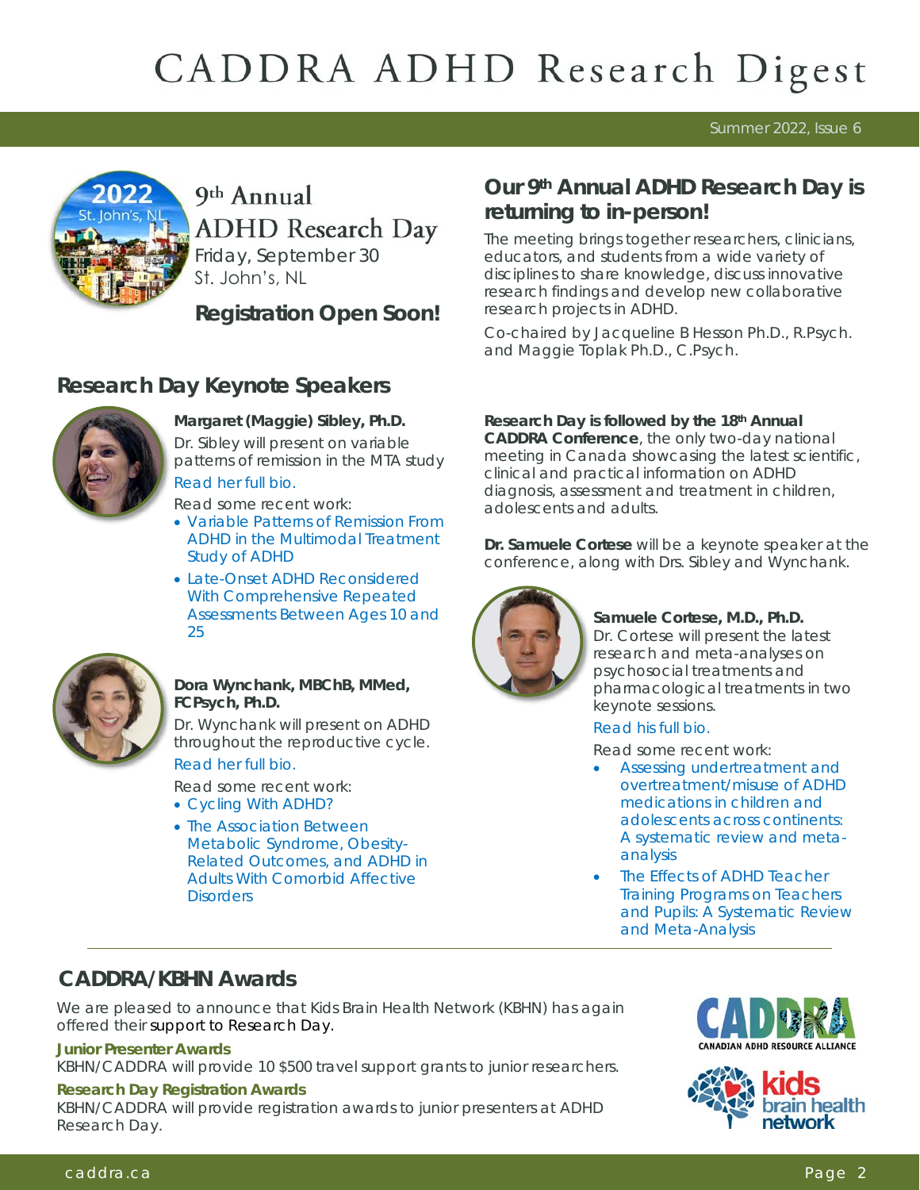# CADDRA ADHD Research Digest

Summer 2022, Issue 6

## 9th Annual ADHD Research Day

Friday, September 30
St. John's, NL

**Registration Open Soon!**

## Our 9th Annual ADHD Research Day is returning to in-person!

The meeting brings together researchers, clinicians, educators, and students from a wide variety of disciplines to share knowledge, discuss innovative research findings and develop new collaborative research projects in ADHD.

Co-chaired by Jacqueline B Hesson Ph.D., R.Psych. and Maggie Toplak Ph.D., C.Psych.

## Research Day Keynote Speakers

**Margaret (Maggie) Sibley, Ph.D.**
Dr. Sibley will present on variable patterns of remission in the MTA study

Read her full bio.

Read some recent work:

- Variable Patterns of Remission From ADHD in the Multimodal Treatment Study of ADHD
- Late-Onset ADHD Reconsidered With Comprehensive Repeated Assessments Between Ages 10 and 25

**Dora Wynchank, MBChB, MMed, FCPsych, Ph.D.**
Dr. Wynchank will present on ADHD throughout the reproductive cycle.

Read her full bio.

Read some recent work:

- Cycling With ADHD?
- The Association Between Metabolic Syndrome, Obesity-Related Outcomes, and ADHD in Adults With Comorbid Affective Disorders

**Research Day is followed by the 18th Annual CADDRA Conference**, the only two-day national meeting in Canada showcasing the latest scientific, clinical and practical information on ADHD diagnosis, assessment and treatment in children, adolescents and adults.

**Dr. Samuele Cortese** will be a keynote speaker at the conference, along with Drs. Sibley and Wynchank.

**Samuele Cortese, M.D., Ph.D.**
Dr. Cortese will present the latest research and meta-analyses on psychosocial treatments and pharmacological treatments in two keynote sessions.

Read his full bio.

Read some recent work:

- Assessing undertreatment and overtreatment/misuse of ADHD medications in children and adolescents across continents: A systematic review and meta-analysis
- The Effects of ADHD Teacher Training Programs on Teachers and Pupils: A Systematic Review and Meta-Analysis

## CADDRA/KBHN Awards

We are pleased to announce that Kids Brain Health Network (KBHN) has again offered their support to Research Day.

**Junior Presenter Awards**
KBHN/CADDRA will provide 10 $500 travel support grants to junior researchers.

**Research Day Registration Awards**
KBHN/CADDRA will provide registration awards to junior presenters at ADHD Research Day.

CADDRA Canadian ADHD Resource Alliance

kids brain health network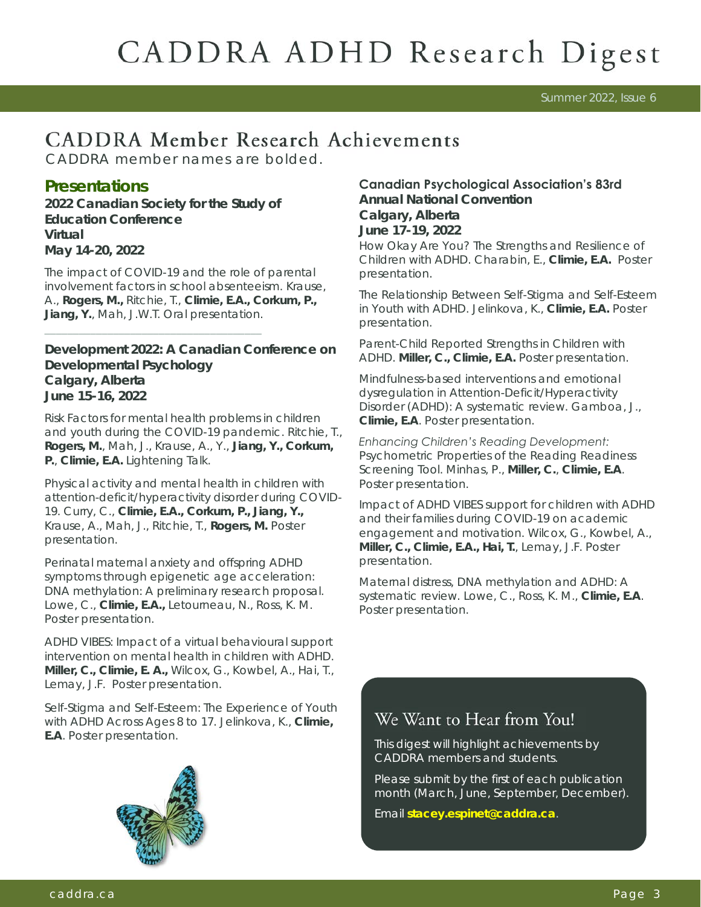# CADDRA ADHD Research Digest

## CADDRA Member Research Achievements

CADDRA member names are bolded.

### Presentations

**2022 Canadian Society for the Study of Education Conference**
**Virtual**
**May 14-20, 2022**

The impact of COVID-19 and the role of parental involvement factors in school absenteeism. Krause, A., **Rogers, M.,** Ritchie, T., **Climie, E.A., Corkum, P., Jiang, Y.**, Mah, J.W.T. Oral presentation.

---

**Development 2022: A Canadian Conference on Developmental Psychology**
**Calgary, Alberta**
**June 15-16, 2022**

Risk Factors for mental health problems in children and youth during the COVID-19 pandemic. Ritchie, T., **Rogers, M.**, Mah, J., Krause, A., Y., **Jiang, Y., Corkum, P.**, **Climie, E.A.** Lightening Talk.

Physical activity and mental health in children with attention-deficit/hyperactivity disorder during COVID-19. Curry, C., **Climie, E.A., Corkum, P., Jiang, Y.,** Krause, A., Mah, J., Ritchie, T., **Rogers, M.** Poster presentation.

Perinatal maternal anxiety and offspring ADHD symptoms through epigenetic age acceleration: DNA methylation: A preliminary research proposal. Lowe, C., **Climie, E.A.,** Letourneau, N., Ross, K. M. Poster presentation.

ADHD VIBES: Impact of a virtual behavioural support intervention on mental health in children with ADHD. **Miller, C., Climie, E. A.,** Wilcox, G., Kowbel, A., Hai, T., Lemay, J.F. Poster presentation.

Self-Stigma and Self-Esteem: The Experience of Youth with ADHD Across Ages 8 to 17. Jelinkova, K., **Climie, E.A**. Poster presentation.

**Canadian Psychological Association's 83rd Annual National Convention**
**Calgary, Alberta**
**June 17-19, 2022**

How Okay Are You? The Strengths and Resilience of Children with ADHD. Charabin, E., **Climie, E.A.** Poster presentation.

The Relationship Between Self-Stigma and Self-Esteem in Youth with ADHD. Jelinkova, K., **Climie, E.A.** Poster presentation.

Parent-Child Reported Strengths in Children with ADHD. **Miller, C., Climie, E.A.** Poster presentation.

Mindfulness-based interventions and emotional dysregulation in Attention-Deficit/Hyperactivity Disorder (ADHD): A systematic review. Gamboa, J., **Climie, E.A**. Poster presentation.

*Enhancing Children's Reading Development:* Psychometric Properties of the Reading Readiness Screening Tool. Minhas, P., **Miller, C.**, **Climie, E.A**. Poster presentation.

Impact of ADHD VIBES support for children with ADHD and their families during COVID-19 on academic engagement and motivation. Wilcox, G., Kowbel, A., **Miller, C., Climie, E.A., Hai, T.**, Lemay, J.F. Poster presentation.

Maternal distress, DNA methylation and ADHD: A systematic review. Lowe, C., Ross, K. M., **Climie, E.A**. Poster presentation.

### We Want to Hear from You!

This digest will highlight achievements by CADDRA members and students.

Please submit by the first of each publication month (March, June, September, December).

Email **stacey.espinet@caddra.ca**.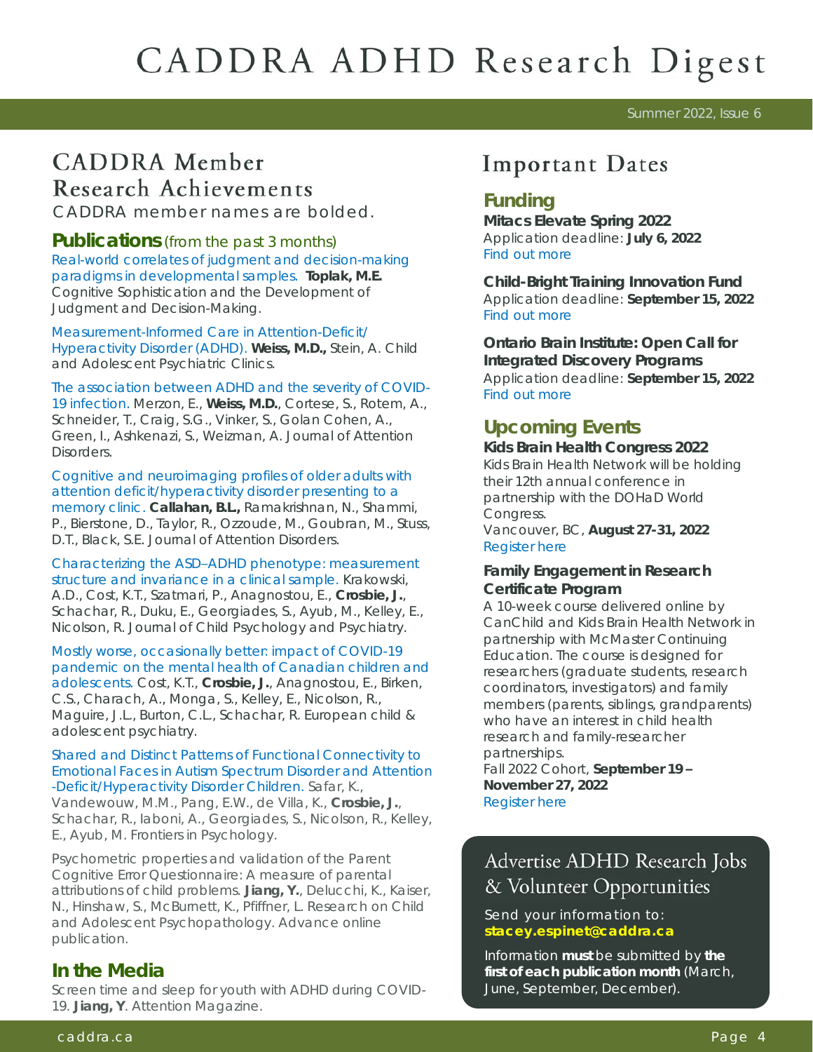# CADDRA ADHD Research Digest

Summer 2022, Issue 6

## CADDRA Member Research Achievements

CADDRA member names are bolded.

### Publications (from the past 3 months)

Real-world correlates of judgment and decision-making paradigms in developmental samples. **Toplak, M.E.** Cognitive Sophistication and the Development of Judgment and Decision-Making.

Measurement-Informed Care in Attention-Deficit/Hyperactivity Disorder (ADHD). **Weiss, M.D.,** Stein, A. Child and Adolescent Psychiatric Clinics.

The association between ADHD and the severity of COVID-19 infection. Merzon, E., **Weiss, M.D.**, Cortese, S., Rotem, A., Schneider, T., Craig, S.G., Vinker, S., Golan Cohen, A., Green, I., Ashkenazi, S., Weizman, A. Journal of Attention Disorders.

Cognitive and neuroimaging profiles of older adults with attention deficit/hyperactivity disorder presenting to a memory clinic. **Callahan, B.L.,** Ramakrishnan, N., Shammi, P., Bierstone, D., Taylor, R., Ozzoude, M., Goubran, M., Stuss, D.T., Black, S.E. Journal of Attention Disorders.

Characterizing the ASD–ADHD phenotype: measurement structure and invariance in a clinical sample. Krakowski, A.D., Cost, K.T., Szatmari, P., Anagnostou, E., **Crosbie, J.**, Schachar, R., Duku, E., Georgiades, S., Ayub, M., Kelley, E., Nicolson, R. Journal of Child Psychology and Psychiatry.

Mostly worse, occasionally better: impact of COVID-19 pandemic on the mental health of Canadian children and adolescents. Cost, K.T., **Crosbie, J.**, Anagnostou, E., Birken, C.S., Charach, A., Monga, S., Kelley, E., Nicolson, R., Maguire, J.L., Burton, C.L., Schachar, R. European child & adolescent psychiatry.

Shared and Distinct Patterns of Functional Connectivity to Emotional Faces in Autism Spectrum Disorder and Attention-Deficit/Hyperactivity Disorder Children. Safar, K., Vandewouw, M.M., Pang, E.W., de Villa, K., **Crosbie, J.**, Schachar, R., Iaboni, A., Georgiades, S., Nicolson, R., Kelley, E., Ayub, M. Frontiers in Psychology.

Psychometric properties and validation of the Parent Cognitive Error Questionnaire: A measure of parental attributions of child problems. **Jiang, Y.**, Delucchi, K., Kaiser, N., Hinshaw, S., McBurnett, K., Pfiffner, L. Research on Child and Adolescent Psychopathology. Advance online publication.

### In the Media

Screen time and sleep for youth with ADHD during COVID-19. **Jiang, Y**. Attention Magazine.

## Important Dates

### Funding

**Mitacs Elevate Spring 2022**
Application deadline: **July 6, 2022**
Find out more

**Child-Bright Training Innovation Fund**
Application deadline: **September 15, 2022**
Find out more

**Ontario Brain Institute: Open Call for Integrated Discovery Programs**
Application deadline: **September 15, 2022**
Find out more

### Upcoming Events

**Kids Brain Health Congress 2022**
Kids Brain Health Network will be holding their 12th annual conference in partnership with the DOHaD World Congress.
Vancouver, BC, **August 27-31, 2022**
Register here

**Family Engagement in Research Certificate Program**
A 10-week course delivered online by CanChild and Kids Brain Health Network in partnership with McMaster Continuing Education. The course is designed for researchers (graduate students, research coordinators, investigators) and family members (parents, siblings, grandparents) who have an interest in child health research and family-researcher partnerships.
Fall 2022 Cohort, **September 19 – November 27, 2022**
Register here

## Advertise ADHD Research Jobs & Volunteer Opportunities

Send your information to:
**stacey.espinet@caddra.ca**

Information **must** be submitted by **the first of each publication month** (March, June, September, December).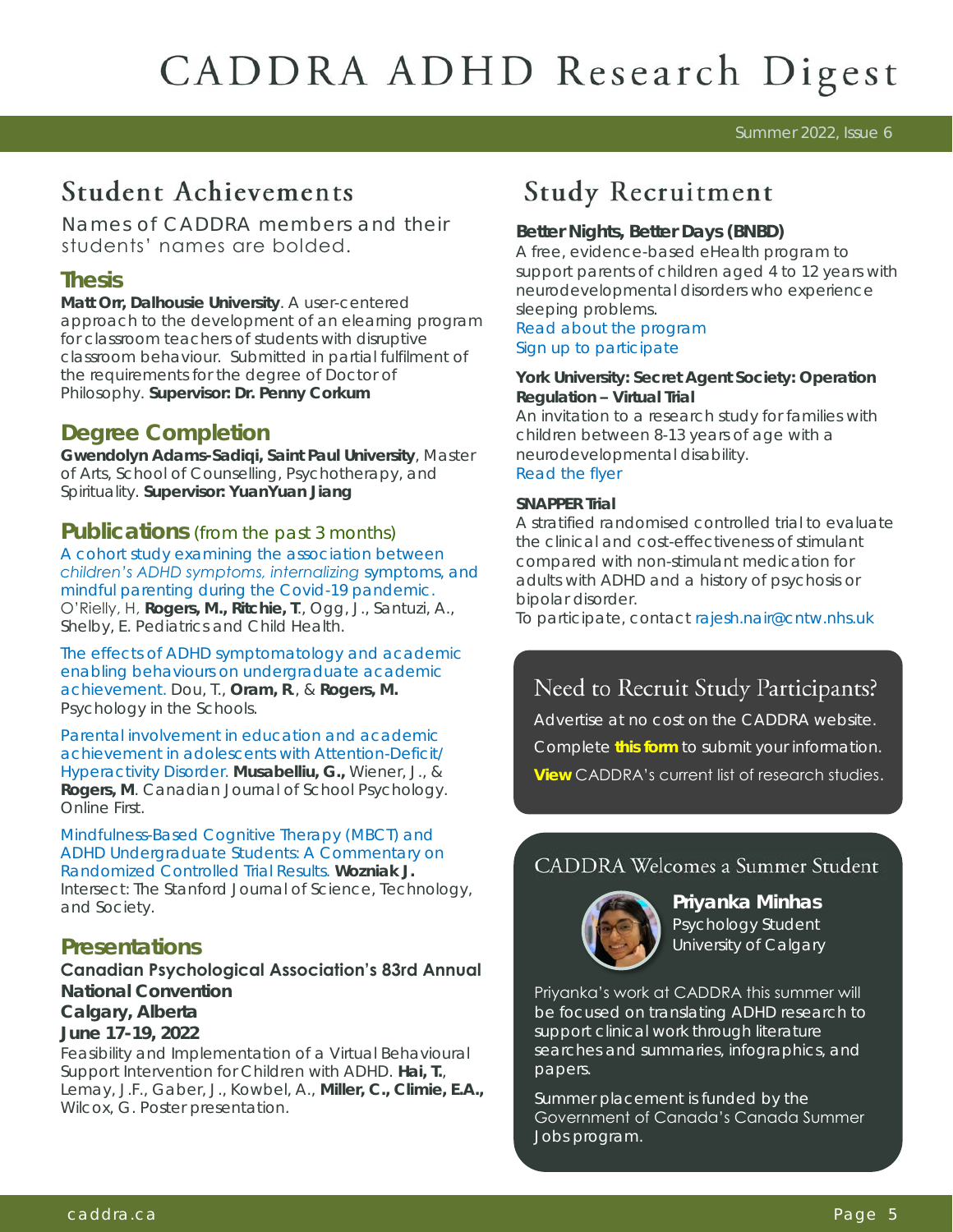# CADDRA ADHD Research Digest

Summer 2022, Issue 6

## Student Achievements

Names of CADDRA members and their students' names are bolded.

### Thesis

**Matt Orr, Dalhousie University**. A user-centered approach to the development of an elearning program for classroom teachers of students with disruptive classroom behaviour. Submitted in partial fulfilment of the requirements for the degree of Doctor of Philosophy. **Supervisor: Dr. Penny Corkum**

### Degree Completion

**Gwendolyn Adams-Sadiqi, Saint Paul University**, Master of Arts, School of Counselling, Psychotherapy, and Spirituality. **Supervisor: YuanYuan Jiang**

### Publications (from the past 3 months)

A cohort study examining the association between *children's ADHD symptoms, internalizing* symptoms, and mindful parenting during the Covid-19 pandemic. O'Rielly, H, **Rogers, M., Ritchie, T.**, Ogg, J., Santuzi, A., Shelby, E. Pediatrics and Child Health.

The effects of ADHD symptomatology and academic enabling behaviours on undergraduate academic achievement. Dou, T., **Oram, R.**, & **Rogers, M.** Psychology in the Schools.

Parental involvement in education and academic achievement in adolescents with Attention-Deficit/ Hyperactivity Disorder. **Musabelliu, G.,** Wiener, J., & **Rogers, M**. Canadian Journal of School Psychology. Online First.

Mindfulness-Based Cognitive Therapy (MBCT) and ADHD Undergraduate Students: A Commentary on Randomized Controlled Trial Results. **Wozniak J.** Intersect: The Stanford Journal of Science, Technology, and Society.

### Presentations

**Canadian Psychological Association's 83rd Annual National Convention**
**Calgary, Alberta**
**June 17-19, 2022**

Feasibility and Implementation of a Virtual Behavioural Support Intervention for Children with ADHD. **Hai, T.**, Lemay, J.F., Gaber, J., Kowbel, A., **Miller, C., Climie, E.A.,** Wilcox, G. Poster presentation.

## Study Recruitment

**Better Nights, Better Days (BNBD)**
A free, evidence-based eHealth program to support parents of children aged 4 to 12 years with neurodevelopmental disorders who experience sleeping problems.
Read about the program
Sign up to participate

**York University: Secret Agent Society: Operation Regulation – Virtual Trial**
An invitation to a research study for families with children between 8-13 years of age with a neurodevelopmental disability.
Read the flyer

**SNAPPER Trial**
A stratified randomised controlled trial to evaluate the clinical and cost-effectiveness of stimulant compared with non-stimulant medication for adults with ADHD and a history of psychosis or bipolar disorder.
To participate, contact rajesh.nair@cntw.nhs.uk

### Need to Recruit Study Participants?

Advertise at no cost on the CADDRA website.

Complete **this form** to submit your information.

**View** CADDRA's current list of research studies.

### CADDRA Welcomes a Summer Student

**Priyanka Minhas**
Psychology Student
University of Calgary

Priyanka's work at CADDRA this summer will be focused on translating ADHD research to support clinical work through literature searches and summaries, infographics, and papers.

Summer placement is funded by the Government of Canada's Canada Summer Jobs program.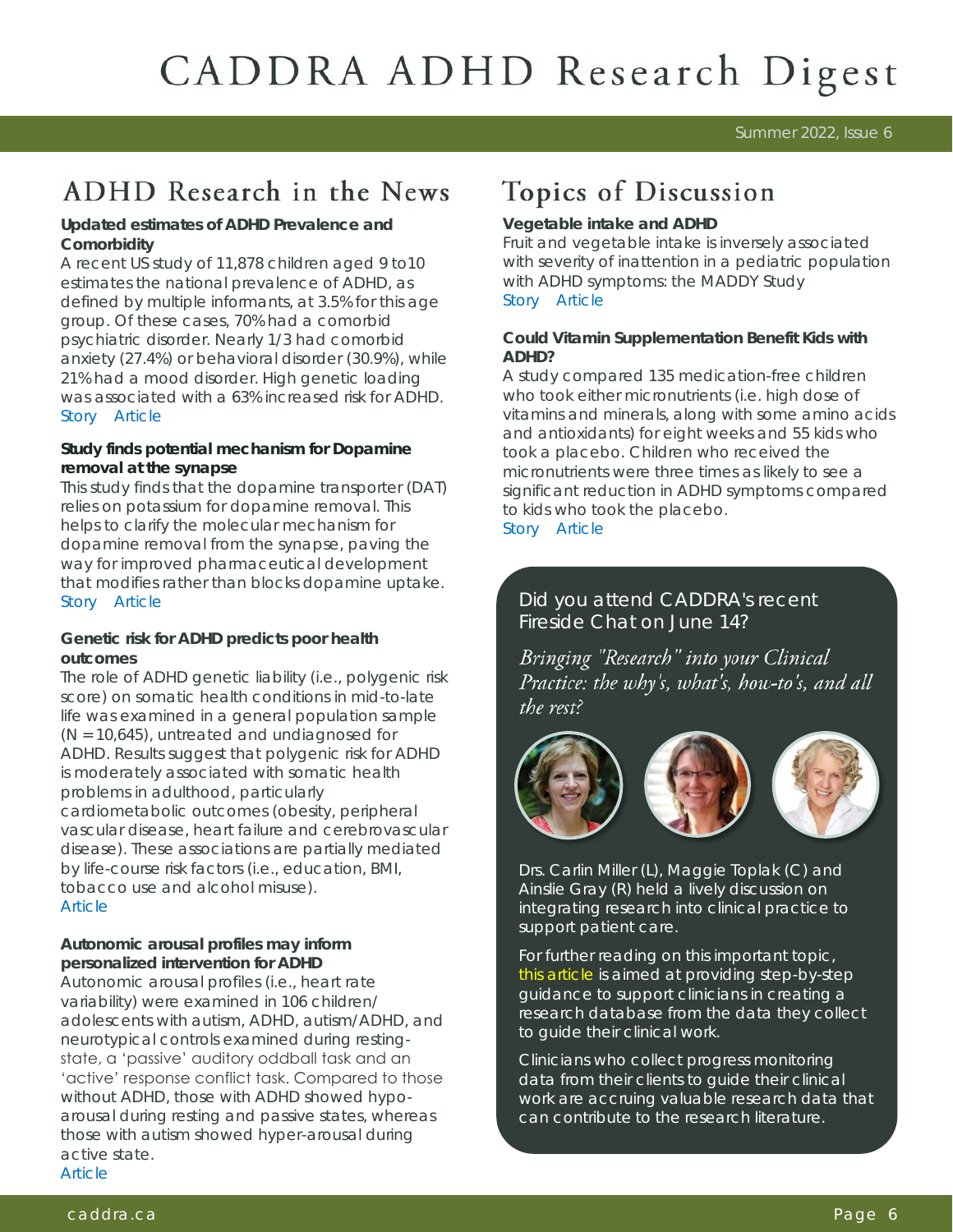# CADDRA ADHD Research Digest

Summer 2022, Issue 6

## ADHD Research in the News

**Updated estimates of ADHD Prevalence and Comorbidity**

A recent US study of 11,878 children aged 9 to10 estimates the national prevalence of ADHD, as defined by multiple informants, at 3.5% for this age group. Of these cases, 70% had a comorbid psychiatric disorder. Nearly 1/3 had comorbid anxiety (27.4%) or behavioral disorder (30.9%), while 21% had a mood disorder. High genetic loading was associated with a 63% increased risk for ADHD.
Story Article

**Study finds potential mechanism for Dopamine removal at the synapse**

This study finds that the dopamine transporter (DAT) relies on potassium for dopamine removal. This helps to clarify the molecular mechanism for dopamine removal from the synapse, paving the way for improved pharmaceutical development that modifies rather than blocks dopamine uptake.
Story Article

**Genetic risk for ADHD predicts poor health outcomes**

The role of ADHD genetic liability (i.e., polygenic risk score) on somatic health conditions in mid-to-late life was examined in a general population sample (N = 10,645), untreated and undiagnosed for ADHD. Results suggest that polygenic risk for ADHD is moderately associated with somatic health problems in adulthood, particularly cardiometabolic outcomes (obesity, peripheral vascular disease, heart failure and cerebrovascular disease). These associations are partially mediated by life-course risk factors (i.e., education, BMI, tobacco use and alcohol misuse).
Article

**Autonomic arousal profiles may inform personalized intervention for ADHD**

Autonomic arousal profiles (i.e., heart rate variability) were examined in 106 children/adolescents with autism, ADHD, autism/ADHD, and neurotypical controls examined during resting-state, a 'passive' auditory oddball task and an 'active' response conflict task. Compared to those without ADHD, those with ADHD showed hypo-arousal during resting and passive states, whereas those with autism showed hyper-arousal during active state.
Article

## Topics of Discussion

**Vegetable intake and ADHD**

Fruit and vegetable intake is inversely associated with severity of inattention in a pediatric population with ADHD symptoms: the MADDY Study
Story Article

**Could Vitamin Supplementation Benefit Kids with ADHD?**

A study compared 135 medication-free children who took either micronutrients (i.e. high dose of vitamins and minerals, along with some amino acids and antioxidants) for eight weeks and 55 kids who took a placebo. Children who received the micronutrients were three times as likely to see a significant reduction in ADHD symptoms compared to kids who took the placebo.
Story Article

### Did you attend CADDRA's recent Fireside Chat on June 14?

*Bringing "Research" into your Clinical Practice: the why's, what's, how-to's, and all the rest?*

Drs. Carlin Miller (L), Maggie Toplak (C) and Ainslie Gray (R) held a lively discussion on integrating research into clinical practice to support patient care.

For further reading on this important topic, this article is aimed at providing step-by-step guidance to support clinicians in creating a research database from the data they collect to guide their clinical work.

Clinicians who collect progress monitoring data from their clients to guide their clinical work are accruing valuable research data that can contribute to the research literature.

caddra.ca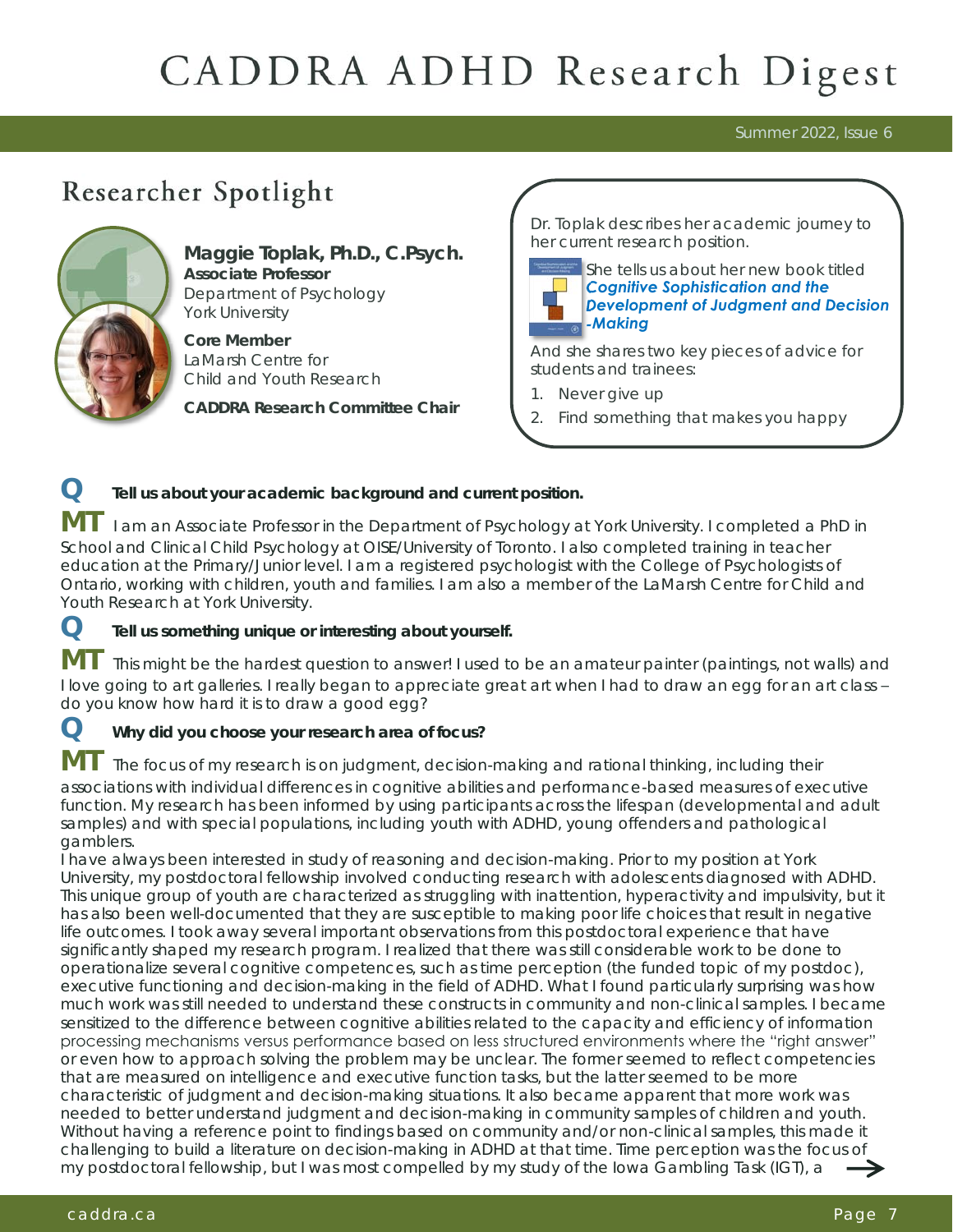# CADDRA ADHD Research Digest

Summer 2022, Issue 6

## Researcher Spotlight

**Maggie Toplak, Ph.D., C.Psych.**
**Associate Professor**
Department of Psychology
York University

**Core Member**
LaMarsh Centre for
Child and Youth Research

**CADDRA Research Committee Chair**

Dr. Toplak describes her academic journey to her current research position.

She tells us about her new book titled ***Cognitive Sophistication and the Development of Judgment and Decision-Making***

And she shares two key pieces of advice for students and trainees:

1. Never give up
2. Find something that makes you happy

**Q Tell us about your academic background and current position.**

**MT** I am an Associate Professor in the Department of Psychology at York University. I completed a PhD in School and Clinical Child Psychology at OISE/University of Toronto. I also completed training in teacher education at the Primary/Junior level. I am a registered psychologist with the College of Psychologists of Ontario, working with children, youth and families. I am also a member of the LaMarsh Centre for Child and Youth Research at York University.

**Q Tell us something unique or interesting about yourself.**

**MT** This might be the hardest question to answer! I used to be an amateur painter (paintings, not walls) and I love going to art galleries. I really began to appreciate great art when I had to draw an egg for an art class – do you know how hard it is to draw a good egg?

**Q Why did you choose your research area of focus?**

**MT** The focus of my research is on judgment, decision-making and rational thinking, including their associations with individual differences in cognitive abilities and performance-based measures of executive function. My research has been informed by using participants across the lifespan (developmental and adult samples) and with special populations, including youth with ADHD, young offenders and pathological gamblers.

I have always been interested in study of reasoning and decision-making. Prior to my position at York University, my postdoctoral fellowship involved conducting research with adolescents diagnosed with ADHD. This unique group of youth are characterized as struggling with inattention, hyperactivity and impulsivity, but it has also been well-documented that they are susceptible to making poor life choices that result in negative life outcomes. I took away several important observations from this postdoctoral experience that have significantly shaped my research program. I realized that there was still considerable work to be done to operationalize several cognitive competences, such as time perception (the funded topic of my postdoc), executive functioning and decision-making in the field of ADHD. What I found particularly surprising was how much work was still needed to understand these constructs in community and non-clinical samples. I became sensitized to the difference between cognitive abilities related to the capacity and efficiency of information processing mechanisms versus performance based on less structured environments where the "right answer" or even how to approach solving the problem may be unclear. The former seemed to reflect competencies that are measured on intelligence and executive function tasks, but the latter seemed to be more characteristic of judgment and decision-making situations. It also became apparent that more work was needed to better understand judgment and decision-making in community samples of children and youth. Without having a reference point to findings based on community and/or non-clinical samples, this made it challenging to build a literature on decision-making in ADHD at that time. Time perception was the focus of my postdoctoral fellowship, but I was most compelled by my study of the Iowa Gambling Task (IGT), a →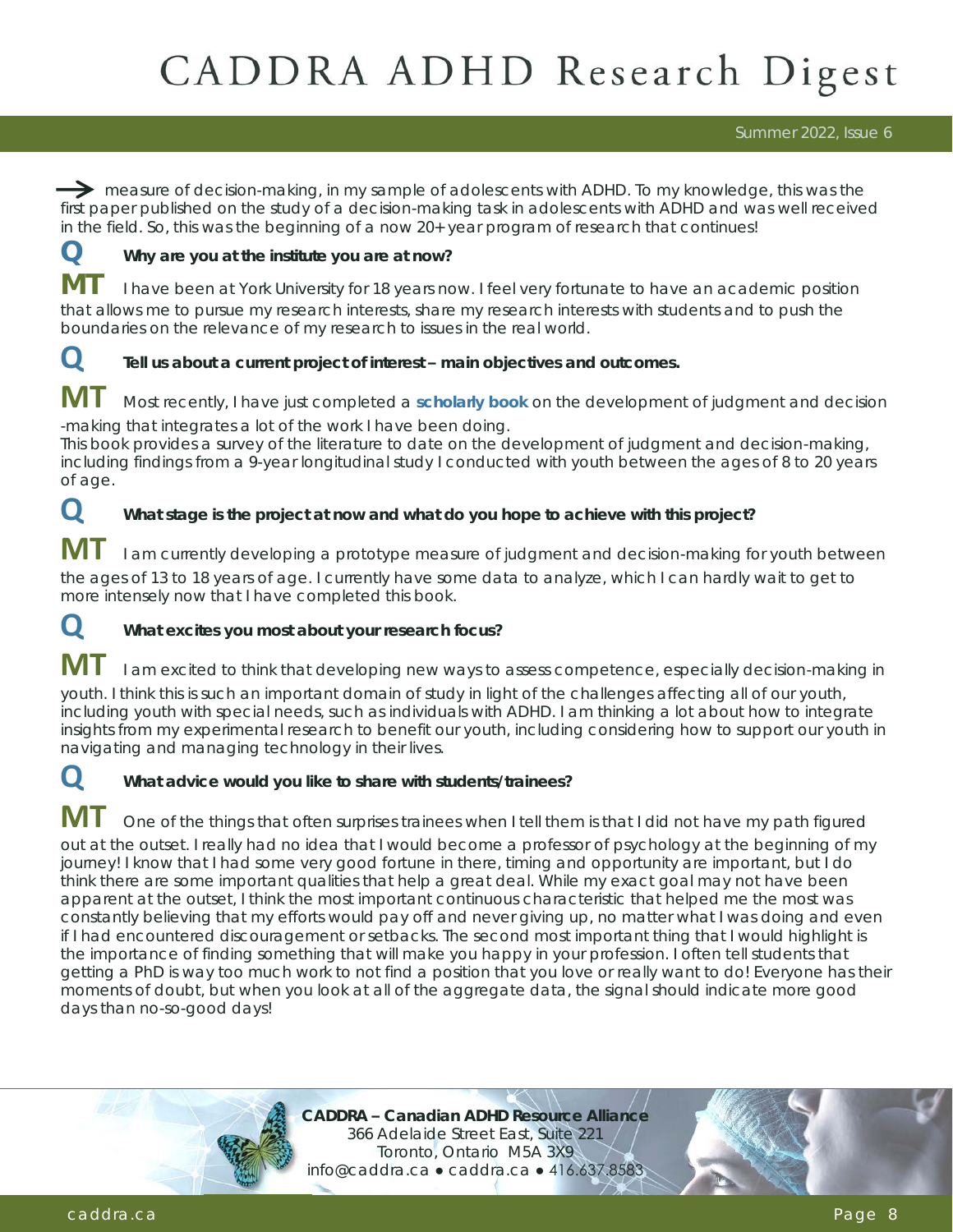→ measure of decision-making, in my sample of adolescents with ADHD. To my knowledge, this was the first paper published on the study of a decision-making task in adolescents with ADHD and was well received in the field. So, this was the beginning of a now 20+ year program of research that continues!

**Q** **Why are you at the institute you are at now?**

**MT** I have been at York University for 18 years now. I feel very fortunate to have an academic position that allows me to pursue my research interests, share my research interests with students and to push the boundaries on the relevance of my research to issues in the real world.

**Q** **Tell us about a current project of interest – main objectives and outcomes.**

**MT** Most recently, I have just completed a **scholarly book** on the development of judgment and decision-making that integrates a lot of the work I have been doing.
This book provides a survey of the literature to date on the development of judgment and decision-making, including findings from a 9-year longitudinal study I conducted with youth between the ages of 8 to 20 years of age.

**Q** **What stage is the project at now and what do you hope to achieve with this project?**

**MT** I am currently developing a prototype measure of judgment and decision-making for youth between the ages of 13 to 18 years of age. I currently have some data to analyze, which I can hardly wait to get to more intensely now that I have completed this book.

**Q** **What excites you most about your research focus?**

**MT** I am excited to think that developing new ways to assess competence, especially decision-making in youth. I think this is such an important domain of study in light of the challenges affecting all of our youth, including youth with special needs, such as individuals with ADHD. I am thinking a lot about how to integrate insights from my experimental research to benefit our youth, including considering how to support our youth in navigating and managing technology in their lives.

**Q** **What advice would you like to share with students/trainees?**

**MT** One of the things that often surprises trainees when I tell them is that I did not have my path figured out at the outset. I really had no idea that I would become a professor of psychology at the beginning of my journey! I know that I had some very good fortune in there, timing and opportunity are important, but I do think there are some important qualities that help a great deal. While my exact goal may not have been apparent at the outset, I think the most important continuous characteristic that helped me the most was constantly believing that my efforts would pay off and never giving up, no matter what I was doing and even if I had encountered discouragement or setbacks. The second most important thing that I would highlight is the importance of finding something that will make you happy in your profession. I often tell students that getting a PhD is way too much work to not find a position that you love or really want to do! Everyone has their moments of doubt, but when you look at all of the aggregate data, the signal should indicate more good days than no-so-good days!

**CADDRA – Canadian ADHD Resource Alliance**
366 Adelaide Street East, Suite 221
Toronto, Ontario M5A 3X9
info@caddra.ca ● caddra.ca ● 416.637.8583